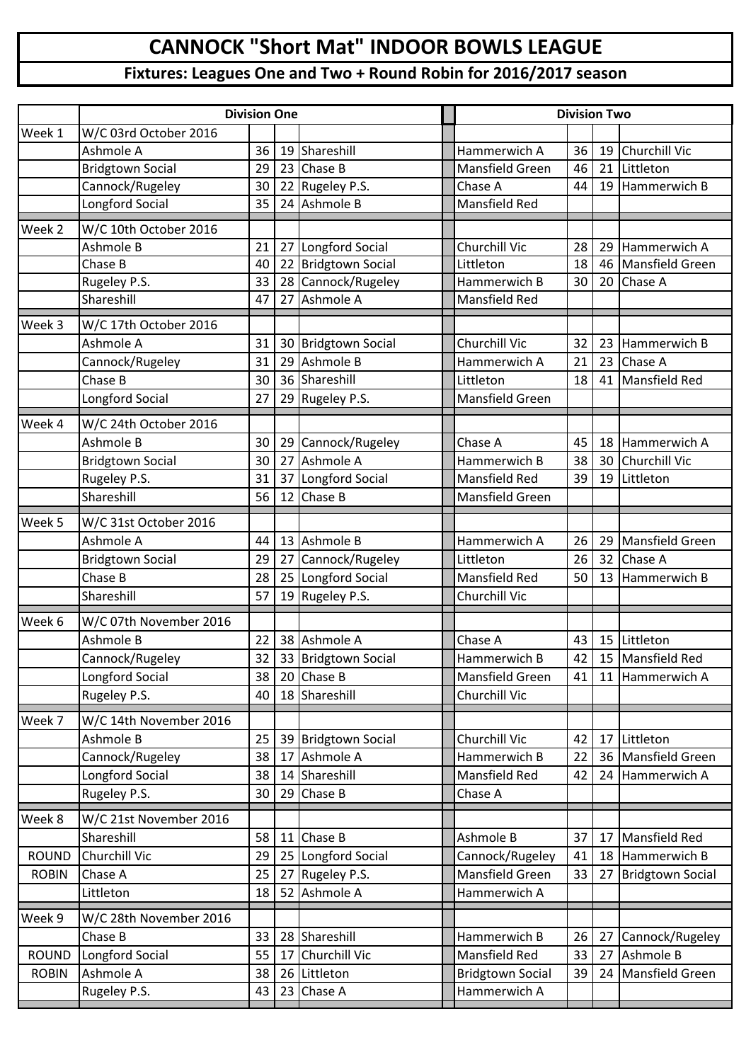# CANNOCK "Short Mat" INDOOR BOWLS LEAGUE

## Fixtures: Leagues One and Two + Round Robin for 2016/2017 season

| | Division One | | | | Division Two | | | |
|---|---|---|---|---|---|---|---|---|
| Week 1 | W/C 03rd October 2016 | | | | | | | |
| | Ashmole A | 36 | 19 | Shareshill | Hammerwich A | 36 | 19 | Churchill Vic |
| | Bridgtown Social | 29 | 23 | Chase B | Mansfield Green | 46 | 21 | Littleton |
| | Cannock/Rugeley | 30 | 22 | Rugeley P.S. | Chase A | 44 | 19 | Hammerwich B |
| | Longford Social | 35 | 24 | Ashmole B | Mansfield Red | | | |
| Week 2 | W/C 10th October 2016 | | | | | | | |
| | Ashmole B | 21 | 27 | Longford Social | Churchill Vic | 28 | 29 | Hammerwich A |
| | Chase B | 40 | 22 | Bridgtown Social | Littleton | 18 | 46 | Mansfield Green |
| | Rugeley P.S. | 33 | 28 | Cannock/Rugeley | Hammerwich B | 30 | 20 | Chase A |
| | Shareshill | 47 | 27 | Ashmole A | Mansfield Red | | | |
| Week 3 | W/C 17th October 2016 | | | | | | | |
| | Ashmole A | 31 | 30 | Bridgtown Social | Churchill Vic | 32 | 23 | Hammerwich B |
| | Cannock/Rugeley | 31 | 29 | Ashmole B | Hammerwich A | 21 | 23 | Chase A |
| | Chase B | 30 | 36 | Shareshill | Littleton | 18 | 41 | Mansfield Red |
| | Longford Social | 27 | 29 | Rugeley P.S. | Mansfield Green | | | |
| Week 4 | W/C 24th October 2016 | | | | | | | |
| | Ashmole B | 30 | 29 | Cannock/Rugeley | Chase A | 45 | 18 | Hammerwich A |
| | Bridgtown Social | 30 | 27 | Ashmole A | Hammerwich B | 38 | 30 | Churchill Vic |
| | Rugeley P.S. | 31 | 37 | Longford Social | Mansfield Red | 39 | 19 | Littleton |
| | Shareshill | 56 | 12 | Chase B | Mansfield Green | | | |
| Week 5 | W/C 31st October 2016 | | | | | | | |
| | Ashmole A | 44 | 13 | Ashmole B | Hammerwich A | 26 | 29 | Mansfield Green |
| | Bridgtown Social | 29 | 27 | Cannock/Rugeley | Littleton | 26 | 32 | Chase A |
| | Chase B | 28 | 25 | Longford Social | Mansfield Red | 50 | 13 | Hammerwich B |
| | Shareshill | 57 | 19 | Rugeley P.S. | Churchill Vic | | | |
| Week 6 | W/C 07th November 2016 | | | | | | | |
| | Ashmole B | 22 | 38 | Ashmole A | Chase A | 43 | 15 | Littleton |
| | Cannock/Rugeley | 32 | 33 | Bridgtown Social | Hammerwich B | 42 | 15 | Mansfield Red |
| | Longford Social | 38 | 20 | Chase B | Mansfield Green | 41 | 11 | Hammerwich A |
| | Rugeley P.S. | 40 | 18 | Shareshill | Churchill Vic | | | |
| Week 7 | W/C 14th November 2016 | | | | | | | |
| | Ashmole B | 25 | 39 | Bridgtown Social | Churchill Vic | 42 | 17 | Littleton |
| | Cannock/Rugeley | 38 | 17 | Ashmole A | Hammerwich B | 22 | 36 | Mansfield Green |
| | Longford Social | 38 | 14 | Shareshill | Mansfield Red | 42 | 24 | Hammerwich A |
| | Rugeley P.S. | 30 | 29 | Chase B | Chase A | | | |
| Week 8 | W/C 21st November 2016 | | | | | | | |
| | Shareshill | 58 | 11 | Chase B | Ashmole B | 37 | 17 | Mansfield Red |
| ROUND | Churchill Vic | 29 | 25 | Longford Social | Cannock/Rugeley | 41 | 18 | Hammerwich B |
| ROBIN | Chase A | 25 | 27 | Rugeley P.S. | Mansfield Green | 33 | 27 | Bridgtown Social |
| | Littleton | 18 | 52 | Ashmole A | Hammerwich A | | | |
| Week 9 | W/C 28th November 2016 | | | | | | | |
| | Chase B | 33 | 28 | Shareshill | Hammerwich B | 26 | 27 | Cannock/Rugeley |
| ROUND | Longford Social | 55 | 17 | Churchill Vic | Mansfield Red | 33 | 27 | Ashmole B |
| ROBIN | Ashmole A | 38 | 26 | Littleton | Bridgtown Social | 39 | 24 | Mansfield Green |
| | Rugeley P.S. | 43 | 23 | Chase A | Hammerwich A | | | |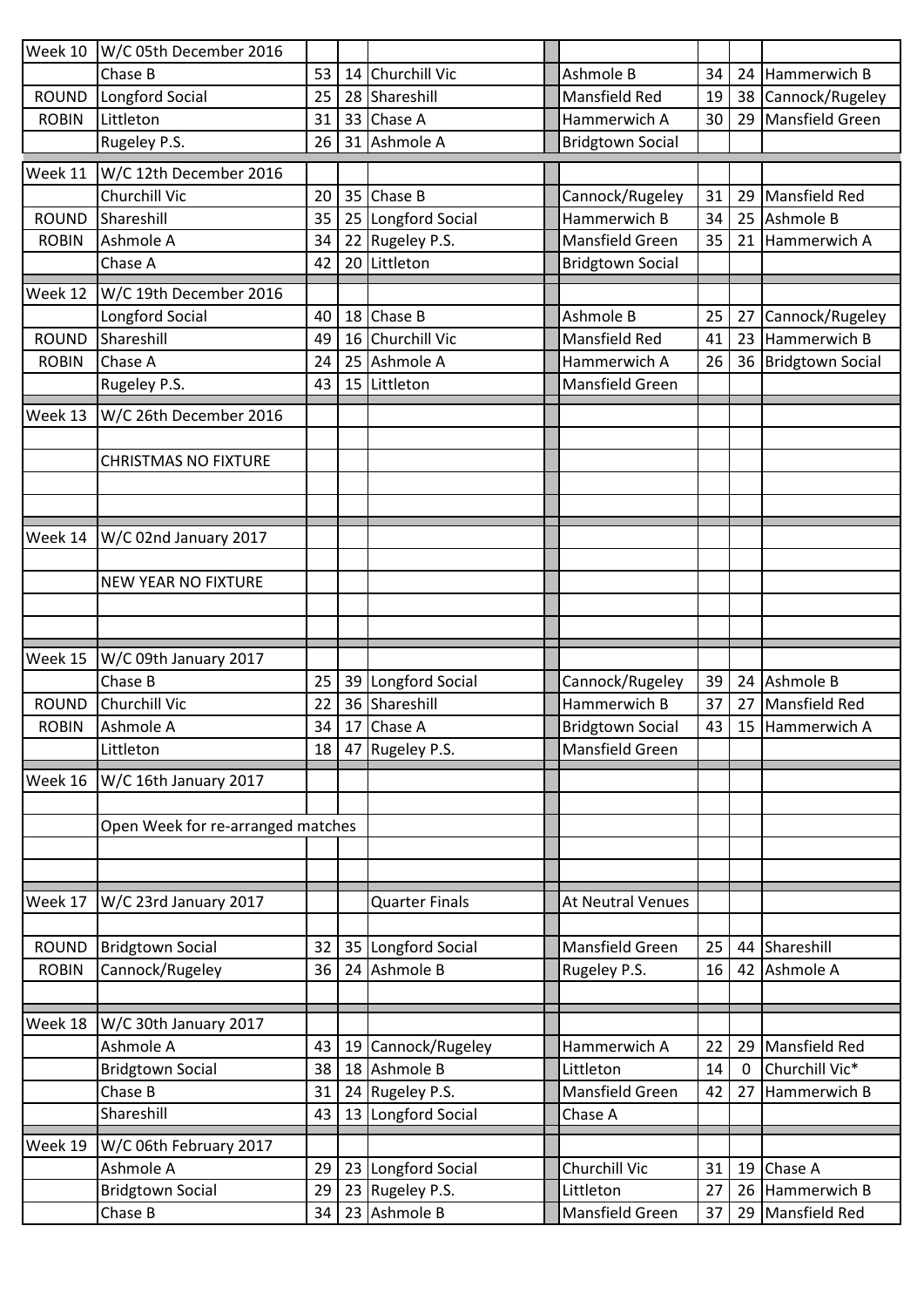| Week 10 | W/C 05th December 2016 | | | | | | | |
|---|---|---|---|---|---|---|---|---|
| | Chase B | 53 | 14 | Churchill Vic | Ashmole B | 34 | 24 | Hammerwich B |
| ROUND | Longford Social | 25 | 28 | Shareshill | Mansfield Red | 19 | 38 | Cannock/Rugeley |
| ROBIN | Littleton | 31 | 33 | Chase A | Hammerwich A | 30 | 29 | Mansfield Green |
| | Rugeley P.S. | 26 | 31 | Ashmole A | Bridgtown Social | | | |
| Week 11 | W/C 12th December 2016 | | | | | | | |
| | Churchill Vic | 20 | 35 | Chase B | Cannock/Rugeley | 31 | 29 | Mansfield Red |
| ROUND | Shareshill | 35 | 25 | Longford Social | Hammerwich B | 34 | 25 | Ashmole B |
| ROBIN | Ashmole A | 34 | 22 | Rugeley P.S. | Mansfield Green | 35 | 21 | Hammerwich A |
| | Chase A | 42 | 20 | Littleton | Bridgtown Social | | | |
| Week 12 | W/C 19th December 2016 | | | | | | | |
| | Longford Social | 40 | 18 | Chase B | Ashmole B | 25 | 27 | Cannock/Rugeley |
| ROUND | Shareshill | 49 | 16 | Churchill Vic | Mansfield Red | 41 | 23 | Hammerwich B |
| ROBIN | Chase A | 24 | 25 | Ashmole A | Hammerwich A | 26 | 36 | Bridgtown Social |
| | Rugeley P.S. | 43 | 15 | Littleton | Mansfield Green | | | |
| Week 13 | W/C 26th December 2016 | | | | | | | |
| | CHRISTMAS NO FIXTURE | | | | | | | |
| Week 14 | W/C 02nd January 2017 | | | | | | | |
| | NEW YEAR NO FIXTURE | | | | | | | |
| Week 15 | W/C 09th January 2017 | | | | | | | |
| | Chase B | 25 | 39 | Longford Social | Cannock/Rugeley | 39 | 24 | Ashmole B |
| ROUND | Churchill Vic | 22 | 36 | Shareshill | Hammerwich B | 37 | 27 | Mansfield Red |
| ROBIN | Ashmole A | 34 | 17 | Chase A | Bridgtown Social | 43 | 15 | Hammerwich A |
| | Littleton | 18 | 47 | Rugeley P.S. | Mansfield Green | | | |
| Week 16 | W/C 16th January 2017 | | | | | | | |
| | Open Week for re-arranged matches | | | | | | | |
| Week 17 | W/C 23rd January 2017 | | | Quarter Finals | At Neutral Venues | | | |
| ROUND | Bridgtown Social | 32 | 35 | Longford Social | Mansfield Green | 25 | 44 | Shareshill |
| ROBIN | Cannock/Rugeley | 36 | 24 | Ashmole B | Rugeley P.S. | 16 | 42 | Ashmole A |
| Week 18 | W/C 30th January 2017 | | | | | | | |
| | Ashmole A | 43 | 19 | Cannock/Rugeley | Hammerwich A | 22 | 29 | Mansfield Red |
| | Bridgtown Social | 38 | 18 | Ashmole B | Littleton | 14 | 0 | Churchill Vic* |
| | Chase B | 31 | 24 | Rugeley P.S. | Mansfield Green | 42 | 27 | Hammerwich B |
| | Shareshill | 43 | 13 | Longford Social | Chase A | | | |
| Week 19 | W/C 06th February 2017 | | | | | | | |
| | Ashmole A | 29 | 23 | Longford Social | Churchill Vic | 31 | 19 | Chase A |
| | Bridgtown Social | 29 | 23 | Rugeley P.S. | Littleton | 27 | 26 | Hammerwich B |
| | Chase B | 34 | 23 | Ashmole B | Mansfield Green | 37 | 29 | Mansfield Red |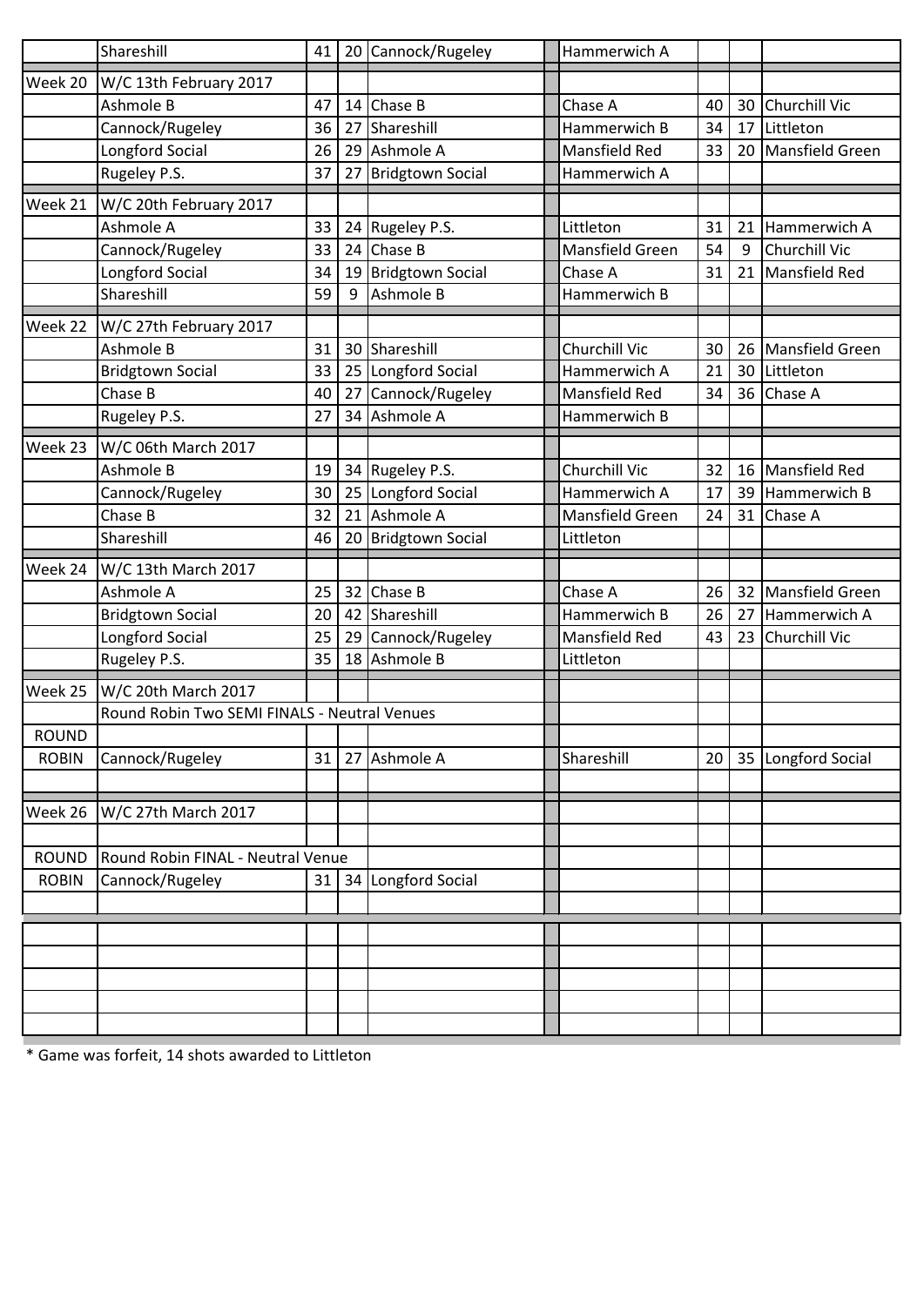| | | | | | | | | |
|---|---|---|---|---|---|---|---|---|
| | Shareshill | 41 | 20 | Cannock/Rugeley | Hammerwich A | | | |
| Week 20 | W/C 13th February 2017 | | | | | | | |
| | Ashmole B | 47 | 14 | Chase B | Chase A | 40 | 30 | Churchill Vic |
| | Cannock/Rugeley | 36 | 27 | Shareshill | Hammerwich B | 34 | 17 | Littleton |
| | Longford Social | 26 | 29 | Ashmole A | Mansfield Red | 33 | 20 | Mansfield Green |
| | Rugeley P.S. | 37 | 27 | Bridgtown Social | Hammerwich A | | | |
| Week 21 | W/C 20th February 2017 | | | | | | | |
| | Ashmole A | 33 | 24 | Rugeley P.S. | Littleton | 31 | 21 | Hammerwich A |
| | Cannock/Rugeley | 33 | 24 | Chase B | Mansfield Green | 54 | 9 | Churchill Vic |
| | Longford Social | 34 | 19 | Bridgtown Social | Chase A | 31 | 21 | Mansfield Red |
| | Shareshill | 59 | 9 | Ashmole B | Hammerwich B | | | |
| Week 22 | W/C 27th February 2017 | | | | | | | |
| | Ashmole B | 31 | 30 | Shareshill | Churchill Vic | 30 | 26 | Mansfield Green |
| | Bridgtown Social | 33 | 25 | Longford Social | Hammerwich A | 21 | 30 | Littleton |
| | Chase B | 40 | 27 | Cannock/Rugeley | Mansfield Red | 34 | 36 | Chase A |
| | Rugeley P.S. | 27 | 34 | Ashmole A | Hammerwich B | | | |
| Week 23 | W/C 06th March 2017 | | | | | | | |
| | Ashmole B | 19 | 34 | Rugeley P.S. | Churchill Vic | 32 | 16 | Mansfield Red |
| | Cannock/Rugeley | 30 | 25 | Longford Social | Hammerwich A | 17 | 39 | Hammerwich B |
| | Chase B | 32 | 21 | Ashmole A | Mansfield Green | 24 | 31 | Chase A |
| | Shareshill | 46 | 20 | Bridgtown Social | Littleton | | | |
| Week 24 | W/C 13th March 2017 | | | | | | | |
| | Ashmole A | 25 | 32 | Chase B | Chase A | 26 | 32 | Mansfield Green |
| | Bridgtown Social | 20 | 42 | Shareshill | Hammerwich B | 26 | 27 | Hammerwich A |
| | Longford Social | 25 | 29 | Cannock/Rugeley | Mansfield Red | 43 | 23 | Churchill Vic |
| | Rugeley P.S. | 35 | 18 | Ashmole B | Littleton | | | |
| Week 25 | W/C 20th March 2017 | | | | | | | |
| | Round Robin Two SEMI FINALS - Neutral Venues | | | | | | | |
| ROUND | | | | | | | | |
| ROBIN | Cannock/Rugeley | 31 | 27 | Ashmole A | Shareshill | 20 | 35 | Longford Social |
| Week 26 | W/C 27th March 2017 | | | | | | | |
| ROUND | Round Robin FINAL - Neutral Venue | | | | | | | |
| ROBIN | Cannock/Rugeley | 31 | 34 | Longford Social | | | | |

* Game was forfeit, 14 shots awarded to Littleton